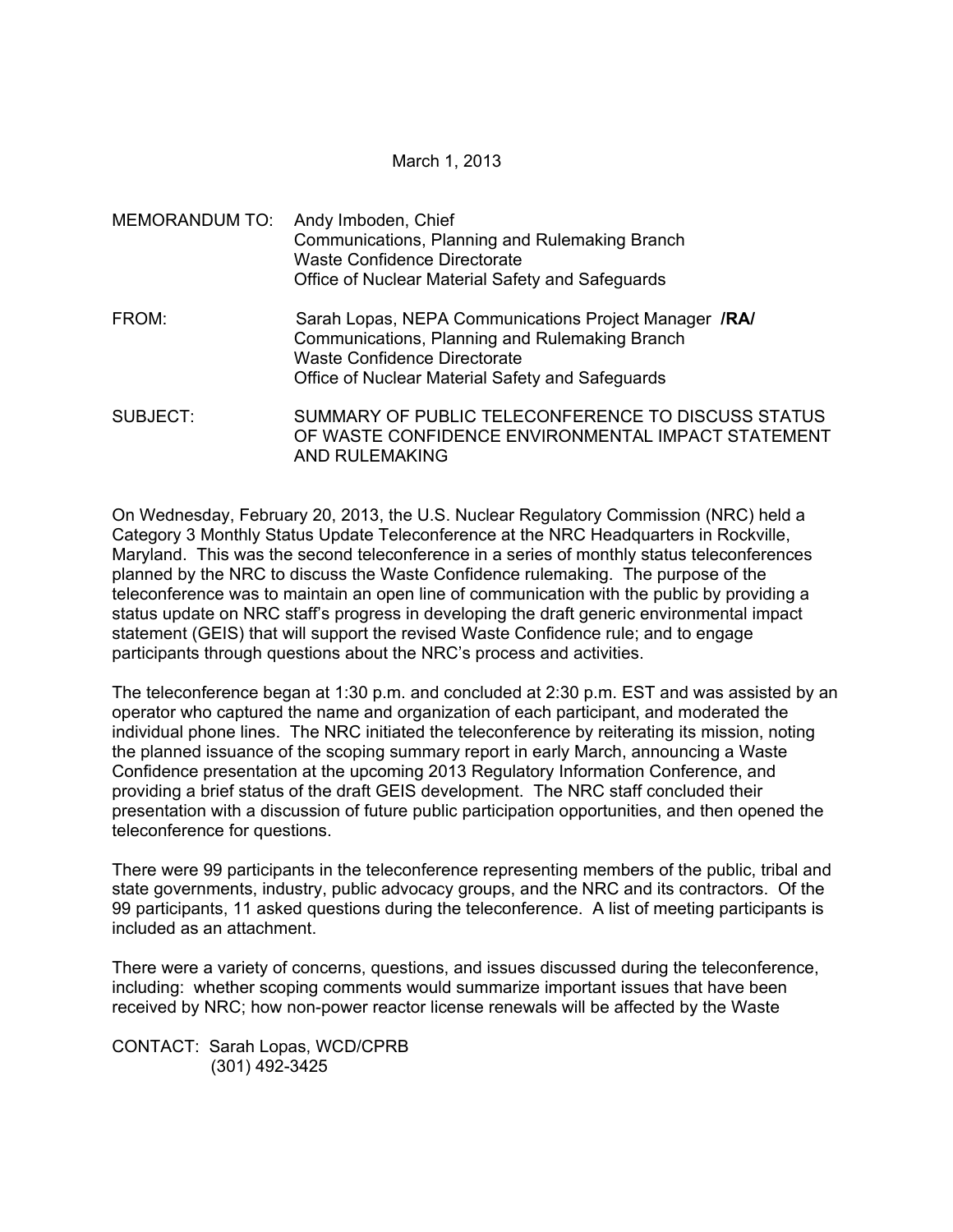March 1, 2013

MEMORANDUM TO: Andy Imboden, Chief
Communications, Planning and Rulemaking Branch
Waste Confidence Directorate
Office of Nuclear Material Safety and Safeguards

FROM: Sarah Lopas, NEPA Communications Project Manager **/RA/**
Communications, Planning and Rulemaking Branch
Waste Confidence Directorate
Office of Nuclear Material Safety and Safeguards

SUBJECT: SUMMARY OF PUBLIC TELECONFERENCE TO DISCUSS STATUS OF WASTE CONFIDENCE ENVIRONMENTAL IMPACT STATEMENT AND RULEMAKING

On Wednesday, February 20, 2013, the U.S. Nuclear Regulatory Commission (NRC) held a Category 3 Monthly Status Update Teleconference at the NRC Headquarters in Rockville, Maryland. This was the second teleconference in a series of monthly status teleconferences planned by the NRC to discuss the Waste Confidence rulemaking. The purpose of the teleconference was to maintain an open line of communication with the public by providing a status update on NRC staff's progress in developing the draft generic environmental impact statement (GEIS) that will support the revised Waste Confidence rule; and to engage participants through questions about the NRC's process and activities.

The teleconference began at 1:30 p.m. and concluded at 2:30 p.m. EST and was assisted by an operator who captured the name and organization of each participant, and moderated the individual phone lines. The NRC initiated the teleconference by reiterating its mission, noting the planned issuance of the scoping summary report in early March, announcing a Waste Confidence presentation at the upcoming 2013 Regulatory Information Conference, and providing a brief status of the draft GEIS development. The NRC staff concluded their presentation with a discussion of future public participation opportunities, and then opened the teleconference for questions.

There were 99 participants in the teleconference representing members of the public, tribal and state governments, industry, public advocacy groups, and the NRC and its contractors. Of the 99 participants, 11 asked questions during the teleconference. A list of meeting participants is included as an attachment.

There were a variety of concerns, questions, and issues discussed during the teleconference, including: whether scoping comments would summarize important issues that have been received by NRC; how non-power reactor license renewals will be affected by the Waste

CONTACT: Sarah Lopas, WCD/CPRB
(301) 492-3425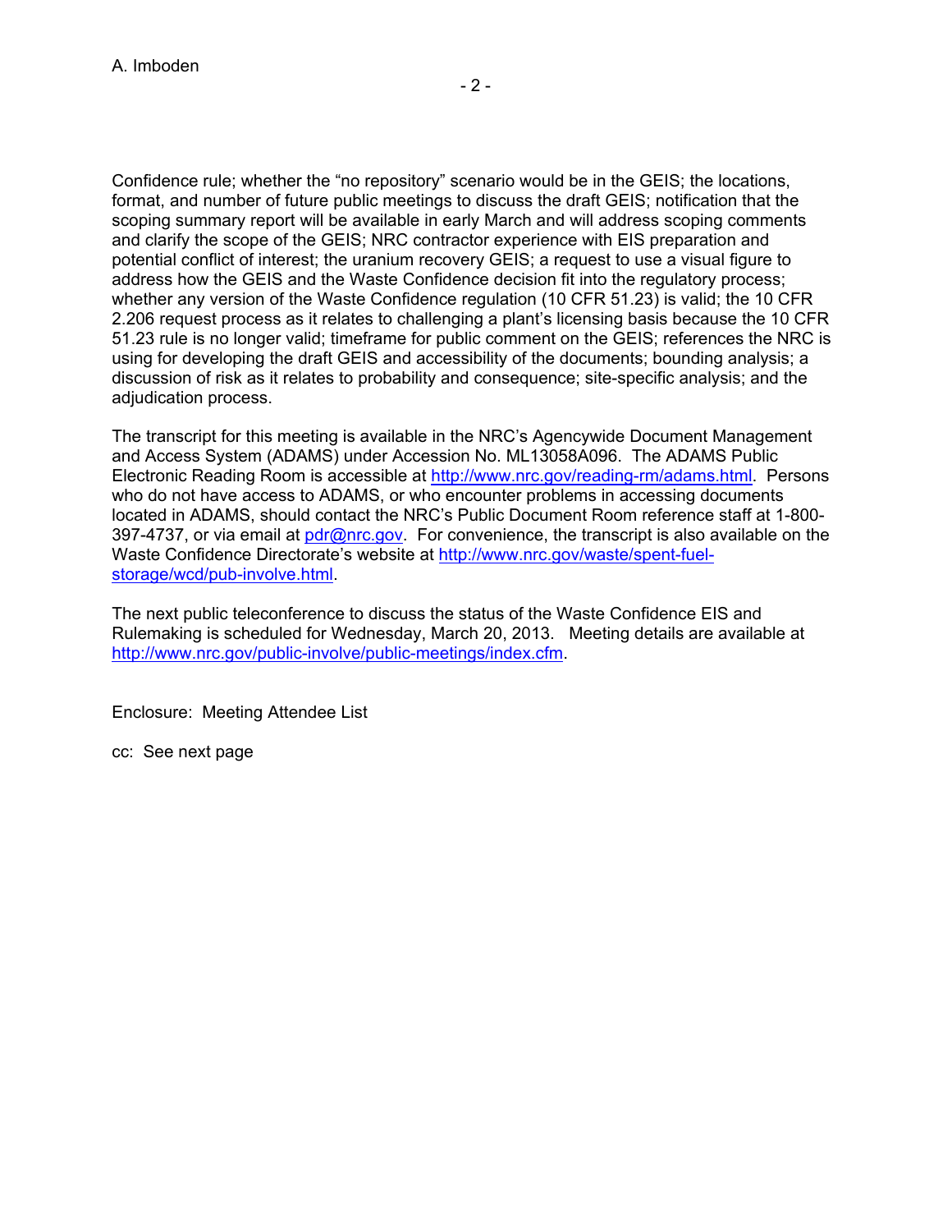Confidence rule; whether the “no repository” scenario would be in the GEIS; the locations, format, and number of future public meetings to discuss the draft GEIS; notification that the scoping summary report will be available in early March and will address scoping comments and clarify the scope of the GEIS; NRC contractor experience with EIS preparation and potential conflict of interest; the uranium recovery GEIS; a request to use a visual figure to address how the GEIS and the Waste Confidence decision fit into the regulatory process; whether any version of the Waste Confidence regulation (10 CFR 51.23) is valid; the 10 CFR 2.206 request process as it relates to challenging a plant’s licensing basis because the 10 CFR 51.23 rule is no longer valid; timeframe for public comment on the GEIS; references the NRC is using for developing the draft GEIS and accessibility of the documents; bounding analysis; a discussion of risk as it relates to probability and consequence; site-specific analysis; and the adjudication process.

The transcript for this meeting is available in the NRC’s Agencywide Document Management and Access System (ADAMS) under Accession No. ML13058A096. The ADAMS Public Electronic Reading Room is accessible at http://www.nrc.gov/reading-rm/adams.html. Persons who do not have access to ADAMS, or who encounter problems in accessing documents located in ADAMS, should contact the NRC’s Public Document Room reference staff at 1-800-397-4737, or via email at pdr@nrc.gov. For convenience, the transcript is also available on the Waste Confidence Directorate’s website at http://www.nrc.gov/waste/spent-fuel-storage/wcd/pub-involve.html.

The next public teleconference to discuss the status of the Waste Confidence EIS and Rulemaking is scheduled for Wednesday, March 20, 2013. Meeting details are available at http://www.nrc.gov/public-involve/public-meetings/index.cfm.

Enclosure: Meeting Attendee List

cc: See next page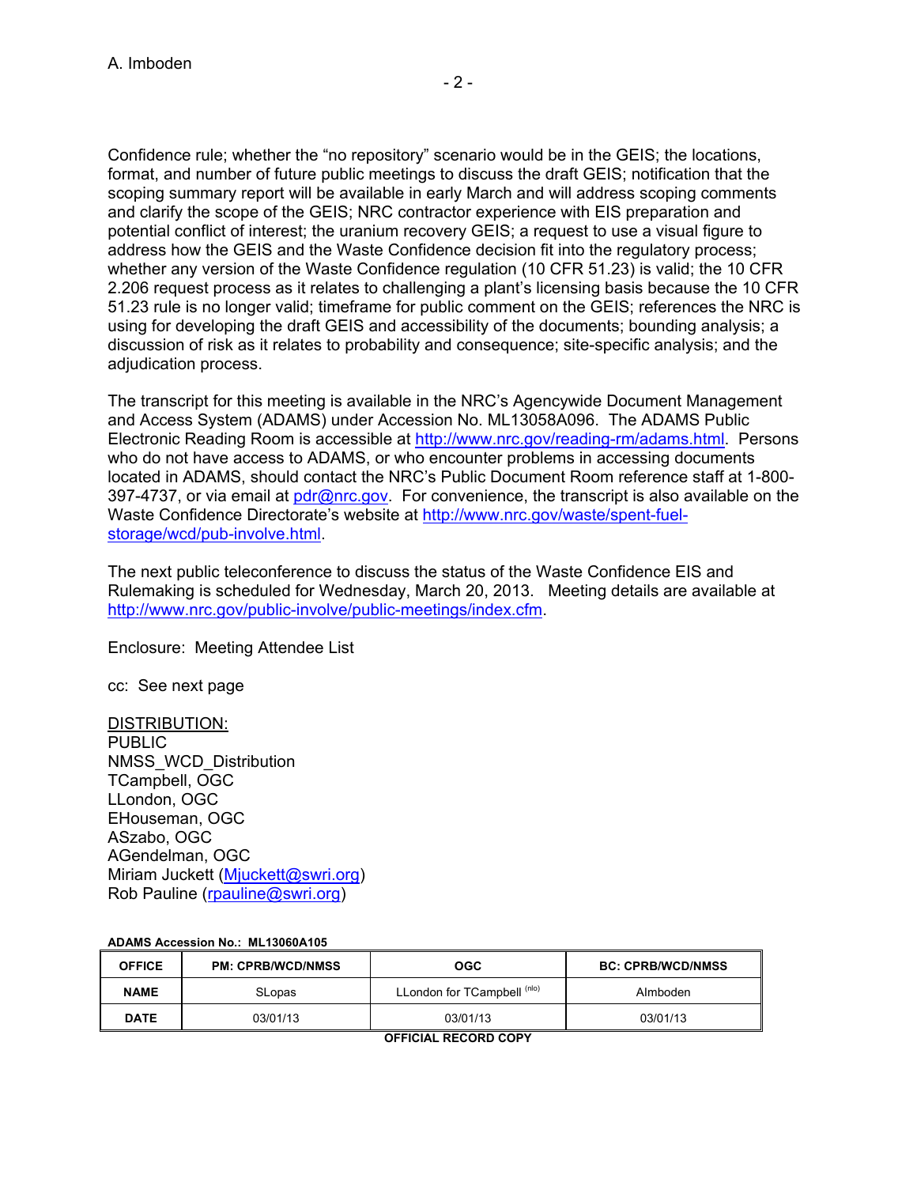Confidence rule; whether the "no repository" scenario would be in the GEIS; the locations, format, and number of future public meetings to discuss the draft GEIS; notification that the scoping summary report will be available in early March and will address scoping comments and clarify the scope of the GEIS; NRC contractor experience with EIS preparation and potential conflict of interest; the uranium recovery GEIS; a request to use a visual figure to address how the GEIS and the Waste Confidence decision fit into the regulatory process; whether any version of the Waste Confidence regulation (10 CFR 51.23) is valid; the 10 CFR 2.206 request process as it relates to challenging a plant's licensing basis because the 10 CFR 51.23 rule is no longer valid; timeframe for public comment on the GEIS; references the NRC is using for developing the draft GEIS and accessibility of the documents; bounding analysis; a discussion of risk as it relates to probability and consequence; site-specific analysis; and the adjudication process.

The transcript for this meeting is available in the NRC's Agencywide Document Management and Access System (ADAMS) under Accession No. ML13058A096. The ADAMS Public Electronic Reading Room is accessible at http://www.nrc.gov/reading-rm/adams.html. Persons who do not have access to ADAMS, or who encounter problems in accessing documents located in ADAMS, should contact the NRC's Public Document Room reference staff at 1-800-397-4737, or via email at pdr@nrc.gov. For convenience, the transcript is also available on the Waste Confidence Directorate's website at http://www.nrc.gov/waste/spent-fuel-storage/wcd/pub-involve.html.

The next public teleconference to discuss the status of the Waste Confidence EIS and Rulemaking is scheduled for Wednesday, March 20, 2013. Meeting details are available at http://www.nrc.gov/public-involve/public-meetings/index.cfm.

Enclosure: Meeting Attendee List

cc: See next page

DISTRIBUTION:
PUBLIC
NMSS_WCD_Distribution
TCampbell, OGC
LLondon, OGC
EHouseman, OGC
ASzabo, OGC
AGendelman, OGC
Miriam Juckett (Mjuckett@swri.org)
Rob Pauline (rpauline@swri.org)

**ADAMS Accession No.: ML13060A105**

| OFFICE | PM: CPRB/WCD/NMSS | OGC | BC: CPRB/WCD/NMSS |
|---|---|---|---|
| NAME | SLopas | LLondon for TCampbell (nlo) | AImboden |
| DATE | 03/01/13 | 03/01/13 | 03/01/13 |

**OFFICIAL RECORD COPY**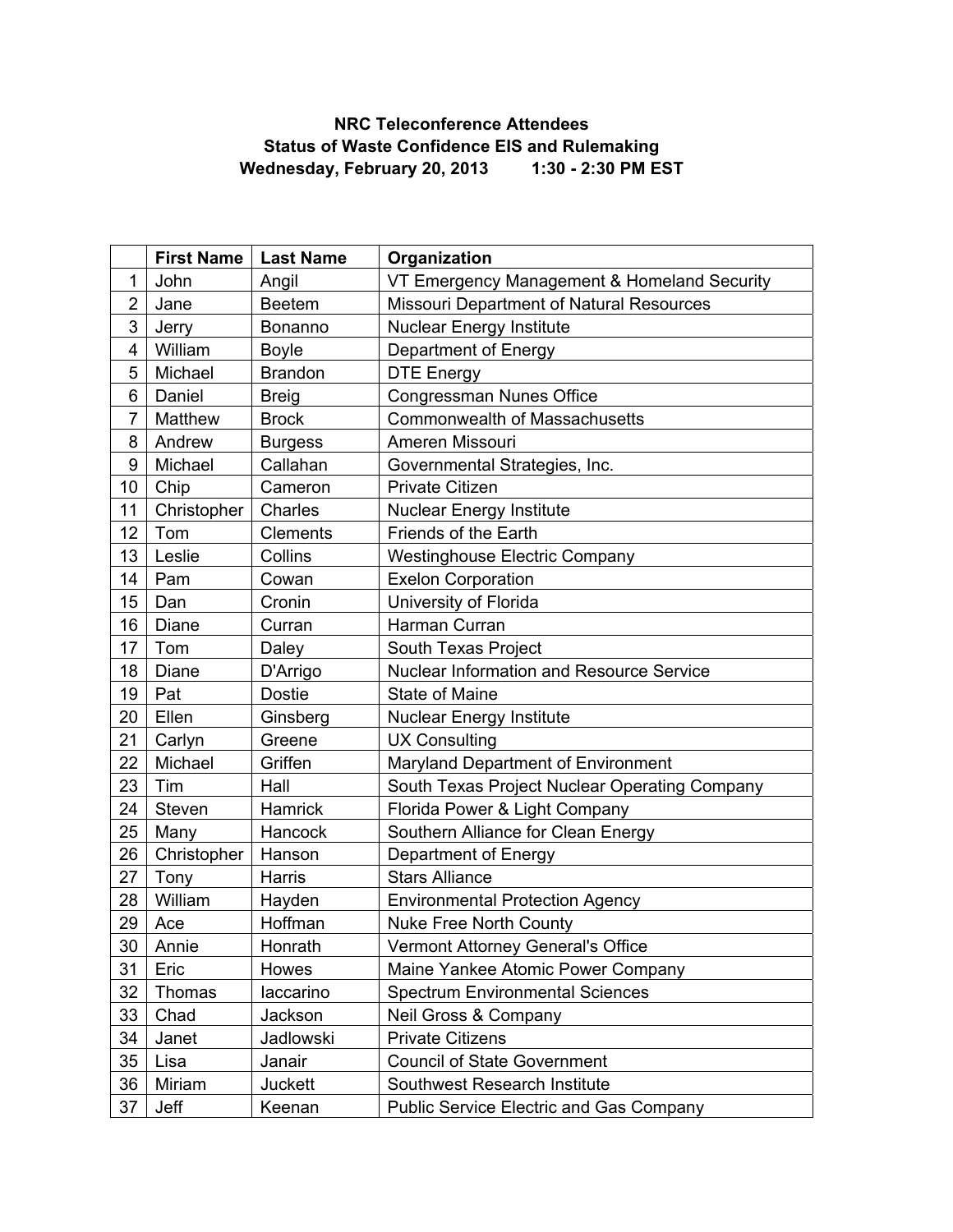**NRC Teleconference Attendees**
**Status of Waste Confidence EIS and Rulemaking**
**Wednesday, February 20, 2013 1:30 - 2:30 PM EST**

| | First Name | Last Name | Organization |
|---|---|---|---|
| 1 | John | Angil | VT Emergency Management & Homeland Security |
| 2 | Jane | Beetem | Missouri Department of Natural Resources |
| 3 | Jerry | Bonanno | Nuclear Energy Institute |
| 4 | William | Boyle | Department of Energy |
| 5 | Michael | Brandon | DTE Energy |
| 6 | Daniel | Breig | Congressman Nunes Office |
| 7 | Matthew | Brock | Commonwealth of Massachusetts |
| 8 | Andrew | Burgess | Ameren Missouri |
| 9 | Michael | Callahan | Governmental Strategies, Inc. |
| 10 | Chip | Cameron | Private Citizen |
| 11 | Christopher | Charles | Nuclear Energy Institute |
| 12 | Tom | Clements | Friends of the Earth |
| 13 | Leslie | Collins | Westinghouse Electric Company |
| 14 | Pam | Cowan | Exelon Corporation |
| 15 | Dan | Cronin | University of Florida |
| 16 | Diane | Curran | Harman Curran |
| 17 | Tom | Daley | South Texas Project |
| 18 | Diane | D'Arrigo | Nuclear Information and Resource Service |
| 19 | Pat | Dostie | State of Maine |
| 20 | Ellen | Ginsberg | Nuclear Energy Institute |
| 21 | Carlyn | Greene | UX Consulting |
| 22 | Michael | Griffen | Maryland Department of Environment |
| 23 | Tim | Hall | South Texas Project Nuclear Operating Company |
| 24 | Steven | Hamrick | Florida Power & Light Company |
| 25 | Many | Hancock | Southern Alliance for Clean Energy |
| 26 | Christopher | Hanson | Department of Energy |
| 27 | Tony | Harris | Stars Alliance |
| 28 | William | Hayden | Environmental Protection Agency |
| 29 | Ace | Hoffman | Nuke Free North County |
| 30 | Annie | Honrath | Vermont Attorney General's Office |
| 31 | Eric | Howes | Maine Yankee Atomic Power Company |
| 32 | Thomas | Iaccarino | Spectrum Environmental Sciences |
| 33 | Chad | Jackson | Neil Gross & Company |
| 34 | Janet | Jadlowski | Private Citizens |
| 35 | Lisa | Janair | Council of State Government |
| 36 | Miriam | Juckett | Southwest Research Institute |
| 37 | Jeff | Keenan | Public Service Electric and Gas Company |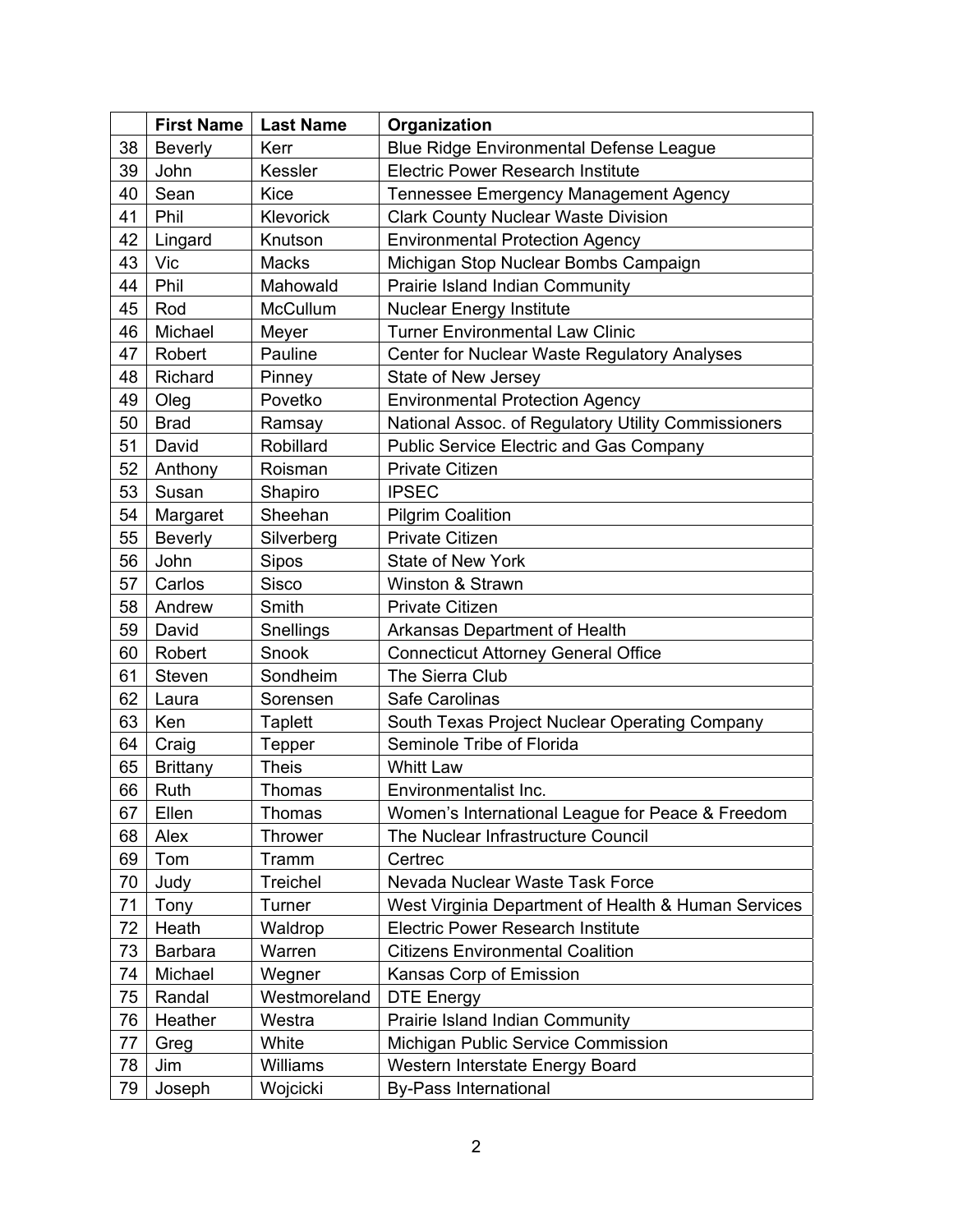|  | First Name | Last Name | Organization |
|---|---|---|---|
| 38 | Beverly | Kerr | Blue Ridge Environmental Defense League |
| 39 | John | Kessler | Electric Power Research Institute |
| 40 | Sean | Kice | Tennessee Emergency Management Agency |
| 41 | Phil | Klevorick | Clark County Nuclear Waste Division |
| 42 | Lingard | Knutson | Environmental Protection Agency |
| 43 | Vic | Macks | Michigan Stop Nuclear Bombs Campaign |
| 44 | Phil | Mahowald | Prairie Island Indian Community |
| 45 | Rod | McCullum | Nuclear Energy Institute |
| 46 | Michael | Meyer | Turner Environmental Law Clinic |
| 47 | Robert | Pauline | Center for Nuclear Waste Regulatory Analyses |
| 48 | Richard | Pinney | State of New Jersey |
| 49 | Oleg | Povetko | Environmental Protection Agency |
| 50 | Brad | Ramsay | National Assoc. of Regulatory Utility Commissioners |
| 51 | David | Robillard | Public Service Electric and Gas Company |
| 52 | Anthony | Roisman | Private Citizen |
| 53 | Susan | Shapiro | IPSEC |
| 54 | Margaret | Sheehan | Pilgrim Coalition |
| 55 | Beverly | Silverberg | Private Citizen |
| 56 | John | Sipos | State of New York |
| 57 | Carlos | Sisco | Winston & Strawn |
| 58 | Andrew | Smith | Private Citizen |
| 59 | David | Snellings | Arkansas Department of Health |
| 60 | Robert | Snook | Connecticut Attorney General Office |
| 61 | Steven | Sondheim | The Sierra Club |
| 62 | Laura | Sorensen | Safe Carolinas |
| 63 | Ken | Taplett | South Texas Project Nuclear Operating Company |
| 64 | Craig | Tepper | Seminole Tribe of Florida |
| 65 | Brittany | Theis | Whitt Law |
| 66 | Ruth | Thomas | Environmentalist Inc. |
| 67 | Ellen | Thomas | Women's International League for Peace & Freedom |
| 68 | Alex | Thrower | The Nuclear Infrastructure Council |
| 69 | Tom | Tramm | Certrec |
| 70 | Judy | Treichel | Nevada Nuclear Waste Task Force |
| 71 | Tony | Turner | West Virginia Department of Health & Human Services |
| 72 | Heath | Waldrop | Electric Power Research Institute |
| 73 | Barbara | Warren | Citizens Environmental Coalition |
| 74 | Michael | Wegner | Kansas Corp of Emission |
| 75 | Randal | Westmoreland | DTE Energy |
| 76 | Heather | Westra | Prairie Island Indian Community |
| 77 | Greg | White | Michigan Public Service Commission |
| 78 | Jim | Williams | Western Interstate Energy Board |
| 79 | Joseph | Wojcicki | By-Pass International |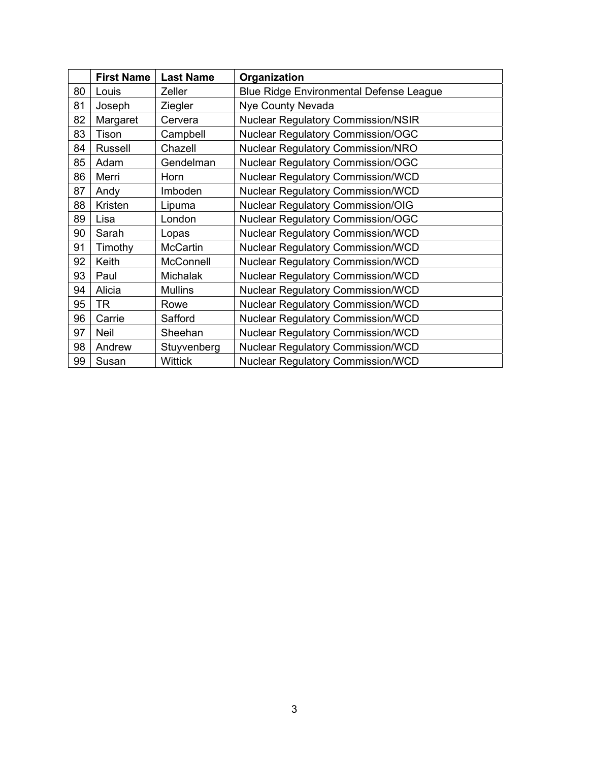| | First Name | Last Name | Organization |
|---|---|---|---|
| 80 | Louis | Zeller | Blue Ridge Environmental Defense League |
| 81 | Joseph | Ziegler | Nye County Nevada |
| 82 | Margaret | Cervera | Nuclear Regulatory Commission/NSIR |
| 83 | Tison | Campbell | Nuclear Regulatory Commission/OGC |
| 84 | Russell | Chazell | Nuclear Regulatory Commission/NRO |
| 85 | Adam | Gendelman | Nuclear Regulatory Commission/OGC |
| 86 | Merri | Horn | Nuclear Regulatory Commission/WCD |
| 87 | Andy | Imboden | Nuclear Regulatory Commission/WCD |
| 88 | Kristen | Lipuma | Nuclear Regulatory Commission/OIG |
| 89 | Lisa | London | Nuclear Regulatory Commission/OGC |
| 90 | Sarah | Lopas | Nuclear Regulatory Commission/WCD |
| 91 | Timothy | McCartin | Nuclear Regulatory Commission/WCD |
| 92 | Keith | McConnell | Nuclear Regulatory Commission/WCD |
| 93 | Paul | Michalak | Nuclear Regulatory Commission/WCD |
| 94 | Alicia | Mullins | Nuclear Regulatory Commission/WCD |
| 95 | TR | Rowe | Nuclear Regulatory Commission/WCD |
| 96 | Carrie | Safford | Nuclear Regulatory Commission/WCD |
| 97 | Neil | Sheehan | Nuclear Regulatory Commission/WCD |
| 98 | Andrew | Stuyvenberg | Nuclear Regulatory Commission/WCD |
| 99 | Susan | Wittick | Nuclear Regulatory Commission/WCD |